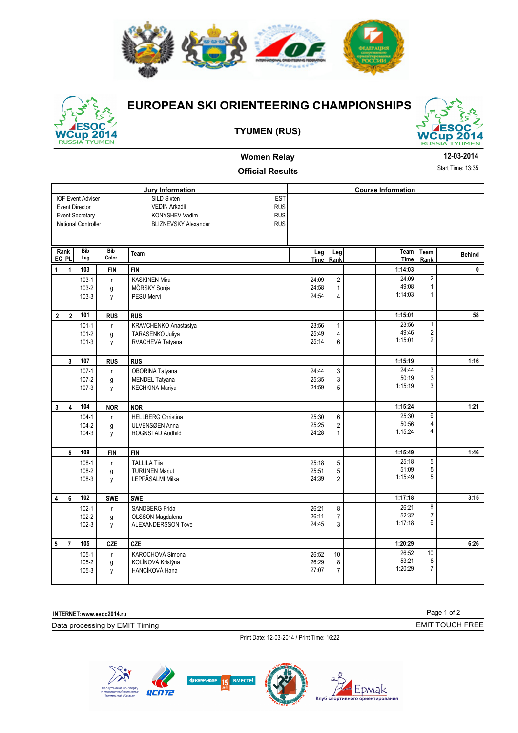# EUROPEAN SKI ORIENTEERING CHAMPIONSHIPS

## TYUMEN (RUS)

**Women Relay**

**Official Results**

**12-03-2014**

Start Time: 13:35

| Jury Information | | |
|---|---|---|
| IOF Event Adviser | SILD Sixten | EST |
| Event Director | VEDIN Arkadii | RUS |
| Event Secretary | KONYSHEV Vadim | RUS |
| National Controller | BLIZNEVSKY Alexander | RUS |

**Course Information**

| Rank EC | Rank PL | Bib Leg | Bib Color | Team | Leg Time | Leg Rank | Team Time | Team Rank | Behind |
|---|---|---|---|---|---|---|---|---|---|
| 1 | 1 | 103 | FIN | FIN | | | 1:14:03 | | 0 |
| | | 103-1 | r | KASKINEN Mira | 24:09 | 2 | 24:09 | 2 | |
| | | 103-2 | g | MÖRSKY Sonja | 24:58 | 1 | 49:08 | 1 | |
| | | 103-3 | y | PESU Mervi | 24:54 | 4 | 1:14:03 | 1 | |
| 2 | 2 | 101 | RUS | RUS | | | 1:15:01 | | 58 |
| | | 101-1 | r | KRAVCHENKO Anastasiya | 23:56 | 1 | 23:56 | 1 | |
| | | 101-2 | g | TARASENKO Juliya | 25:49 | 4 | 49:46 | 2 | |
| | | 101-3 | y | RVACHEVA Tatyana | 25:14 | 6 | 1:15:01 | 2 | |
| | 3 | 107 | RUS | RUS | | | 1:15:19 | | 1:16 |
| | | 107-1 | r | OBORINA Tatyana | 24:44 | 3 | 24:44 | 3 | |
| | | 107-2 | g | MENDEL Tatyana | 25:35 | 3 | 50:19 | 3 | |
| | | 107-3 | y | KECHKINA Mariya | 24:59 | 5 | 1:15:19 | 3 | |
| 3 | 4 | 104 | NOR | NOR | | | 1:15:24 | | 1:21 |
| | | 104-1 | r | HELLBERG Christina | 25:30 | 6 | 25:30 | 6 | |
| | | 104-2 | g | ULVENSØEN Anna | 25:25 | 2 | 50:56 | 4 | |
| | | 104-3 | y | ROGNSTAD Audhild | 24:28 | 1 | 1:15:24 | 4 | |
| | 5 | 108 | FIN | FIN | | | 1:15:49 | | 1:46 |
| | | 108-1 | r | TALLILA Tiia | 25:18 | 5 | 25:18 | 5 | |
| | | 108-2 | g | TURUNEN Marjut | 25:51 | 5 | 51:09 | 5 | |
| | | 108-3 | y | LEPPÄSALMI Milka | 24:39 | 2 | 1:15:49 | 5 | |
| 4 | 6 | 102 | SWE | SWE | | | 1:17:18 | | 3:15 |
| | | 102-1 | r | SANDBERG Frida | 26:21 | 8 | 26:21 | 8 | |
| | | 102-2 | g | OLSSON Magdalena | 26:11 | 7 | 52:32 | 7 | |
| | | 102-3 | y | ALEXANDERSSON Tove | 24:45 | 3 | 1:17:18 | 6 | |
| 5 | 7 | 105 | CZE | CZE | | | 1:20:29 | | 6:26 |
| | | 105-1 | r | KAROCHOVÁ Simona | 26:52 | 10 | 26:52 | 10 | |
| | | 105-2 | g | KOLÍNOVÁ Kristýna | 26:29 | 8 | 53:21 | 8 | |
| | | 105-3 | y | HANCÍKOVÁ Hana | 27:07 | 7 | 1:20:29 | 7 | |

INTERNET:www.esoc2014.ru

Data processing by EMIT Timing — EMIT TOUCH FREE

Print Date: 12-03-2014 / Print Time: 16:22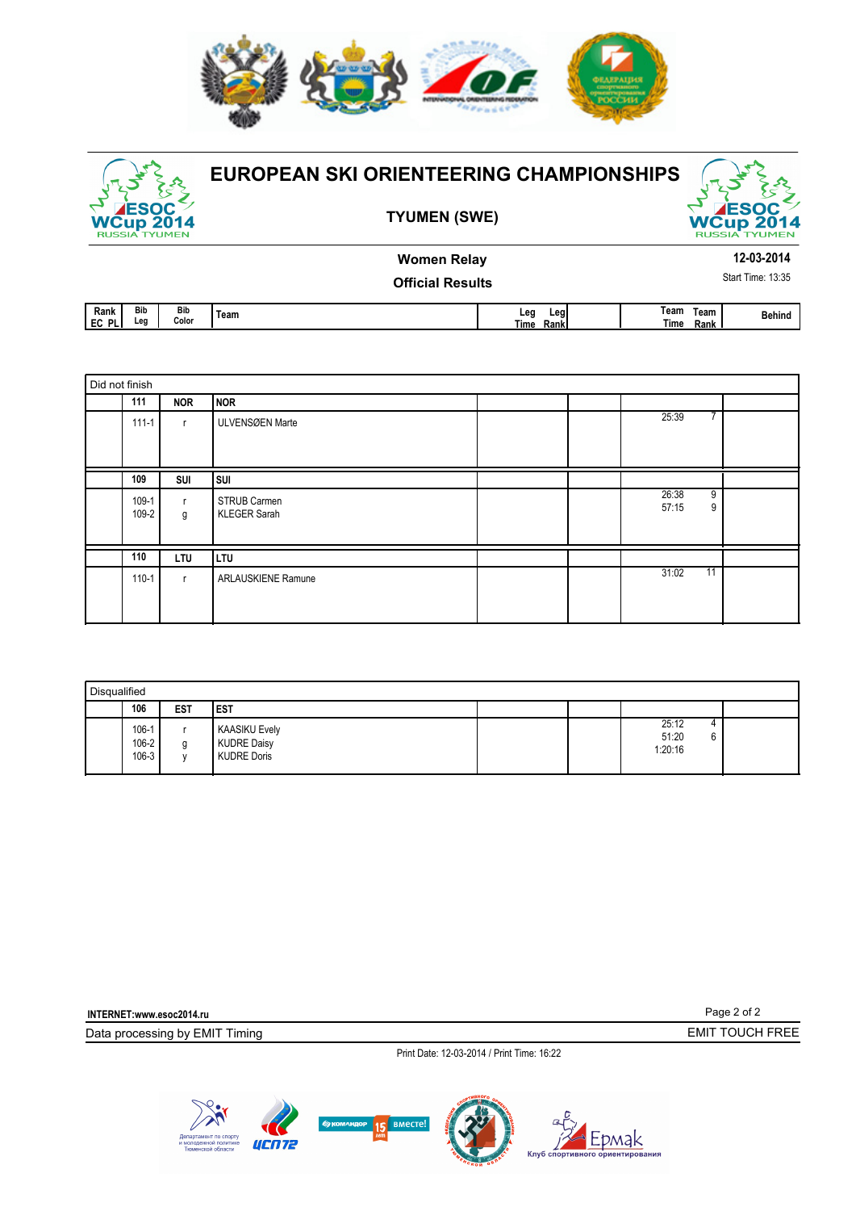# EUROPEAN SKI ORIENTEERING CHAMPIONSHIPS

## TYUMEN (SWE)

**Women Relay** **12-03-2014**

**Official Results** Start Time: 13:35

| Rank EC PL | Bib Leg | Bib Color | Team | Leg Time | Leg Rank | | Team Time | Team Rank | Behind |
|---|---|---|---|---|---|---|---|---|---|
| **Did not finish** | | | | | | | | | |
| | **111** | **NOR** | **NOR** | | | | | | |
| | 111-1 | r | ULVENSØEN Marte | | | | 25:39 | 7 | |
| | **109** | **SUI** | **SUI** | | | | | | |
| | 109-1 | r | STRUB Carmen | | | | 26:38 | 9 | |
| | 109-2 | g | KLEGER Sarah | | | | 57:15 | 9 | |
| | **110** | **LTU** | **LTU** | | | | | | |
| | 110-1 | r | ARLAUSKIENE Ramune | | | | 31:02 | 11 | |
| **Disqualified** | | | | | | | | | |
| | **106** | **EST** | **EST** | | | | | | |
| | 106-1 | r | KAASIKU Evely | | | | 25:12 | 4 | |
| | 106-2 | g | KUDRE Daisy | | | | 51:20 | 6 | |
| | 106-3 | y | KUDRE Doris | | | | 1:20:16 | | |

**INTERNET:www.esoc2014.ru**

Data processing by EMIT Timing — EMIT TOUCH FREE

Print Date: 12-03-2014 / Print Time: 16:22